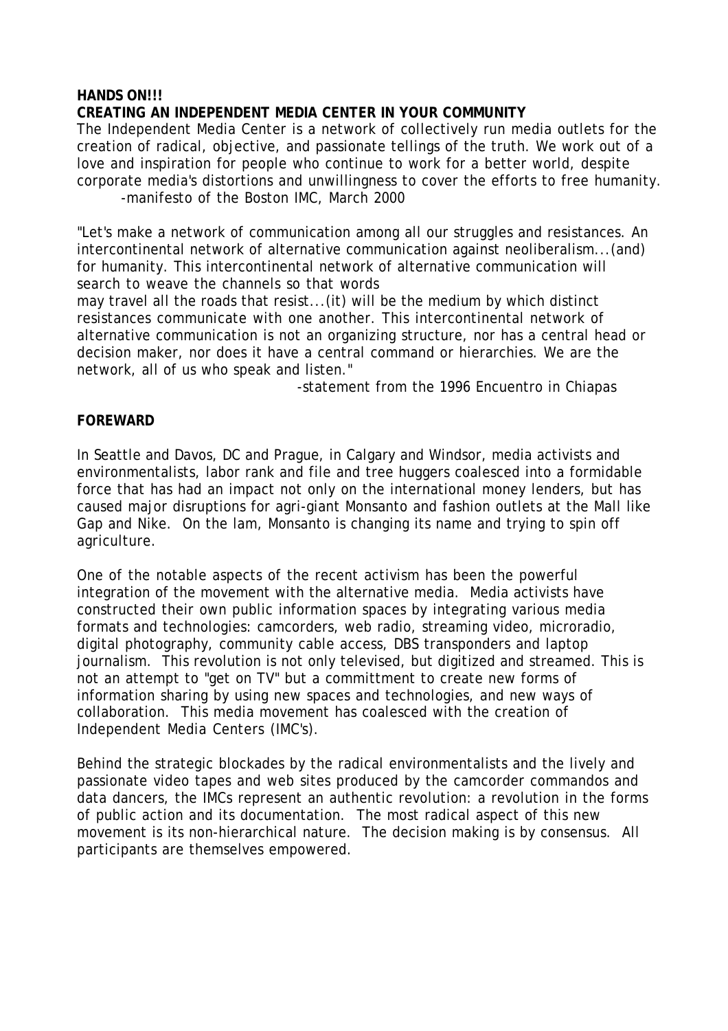**HANDS ON!!!**
**CREATING AN INDEPENDENT MEDIA CENTER IN YOUR COMMUNITY**

The Independent Media Center is a network of collectively run media outlets for the creation of radical, objective, and passionate tellings of the truth. We work out of a love and inspiration for people who continue to work for a better world, despite corporate media's distortions and unwillingness to cover the efforts to free humanity.

-manifesto of the Boston IMC, March 2000

"Let's make a network of communication among all our struggles and resistances. An intercontinental network of alternative communication against neoliberalism...(and) for humanity. This intercontinental network of alternative communication will search to weave the channels so that words may travel all the roads that resist...(it) will be the medium by which distinct resistances communicate with one another. This intercontinental network of alternative communication is not an organizing structure, nor has a central head or decision maker, nor does it have a central command or hierarchies. We are the network, all of us who speak and listen."

-statement from the 1996 Encuentro in Chiapas

**FOREWARD**

In Seattle and Davos, DC and Prague, in Calgary and Windsor, media activists and environmentalists, labor rank and file and tree huggers coalesced into a formidable force that has had an impact not only on the international money lenders, but has caused major disruptions for agri-giant Monsanto and fashion outlets at the Mall like Gap and Nike. On the lam, Monsanto is changing its name and trying to spin off agriculture.

One of the notable aspects of the recent activism has been the powerful integration of the movement with the alternative media. Media activists have constructed their own public information spaces by integrating various media formats and technologies: camcorders, web radio, streaming video, microradio, digital photography, community cable access, DBS transponders and laptop journalism. This revolution is not only televised, but digitized and streamed. This is not an attempt to "get on TV" but a committment to create new forms of information sharing by using new spaces and technologies, and new ways of collaboration. This media movement has coalesced with the creation of Independent Media Centers (IMC's).

Behind the strategic blockades by the radical environmentalists and the lively and passionate video tapes and web sites produced by the camcorder commandos and data dancers, the IMCs represent an authentic revolution: a revolution in the forms of public action and its documentation. The most radical aspect of this new movement is its non-hierarchical nature. The decision making is by consensus. All participants are themselves empowered.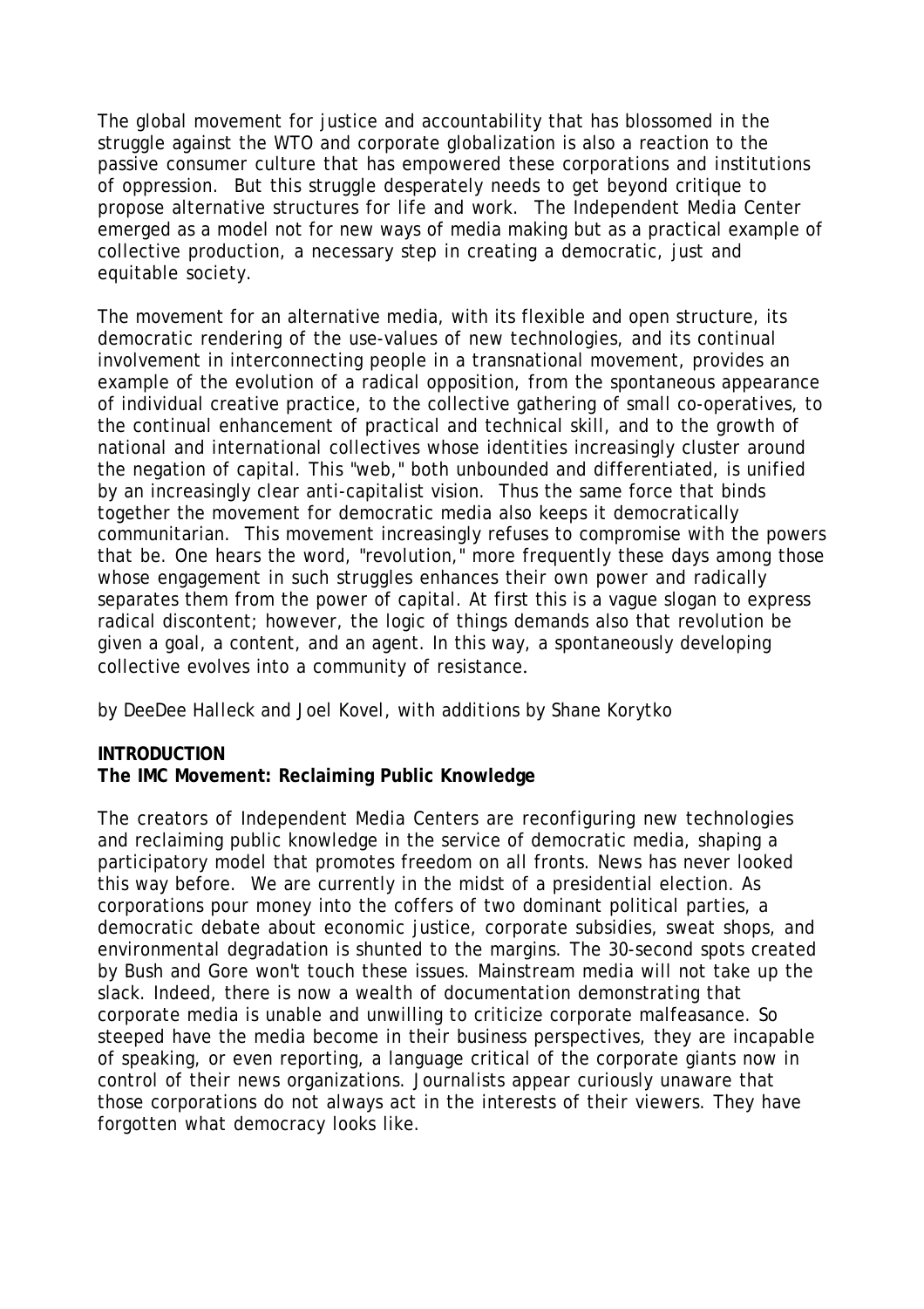The global movement for justice and accountability that has blossomed in the struggle against the WTO and corporate globalization is also a reaction to the passive consumer culture that has empowered these corporations and institutions of oppression. But this struggle desperately needs to get beyond critique to propose alternative structures for life and work. The Independent Media Center emerged as a model not for new ways of media making but as a practical example of collective production, a necessary step in creating a democratic, just and equitable society.

The movement for an alternative media, with its flexible and open structure, its democratic rendering of the use-values of new technologies, and its continual involvement in interconnecting people in a transnational movement, provides an example of the evolution of a radical opposition, from the spontaneous appearance of individual creative practice, to the collective gathering of small co-operatives, to the continual enhancement of practical and technical skill, and to the growth of national and international collectives whose identities increasingly cluster around the negation of capital. This "web," both unbounded and differentiated, is unified by an increasingly clear anti-capitalist vision. Thus the same force that binds together the movement for democratic media also keeps it democratically communitarian. This movement increasingly refuses to compromise with the powers that be. One hears the word, "revolution," more frequently these days among those whose engagement in such struggles enhances their own power and radically separates them from the power of capital. At first this is a vague slogan to express radical discontent; however, the logic of things demands also that revolution be given a goal, a content, and an agent. In this way, a spontaneously developing collective evolves into a community of resistance.

*by DeeDee Halleck and Joel Kovel, with additions by Shane Korytko*

**INTRODUCTION**
**The IMC Movement: Reclaiming Public Knowledge**

The creators of Independent Media Centers are reconfiguring new technologies and reclaiming public knowledge in the service of democratic media, shaping a participatory model that promotes freedom on all fronts. News has never looked this way before. We are currently in the midst of a presidential election. As corporations pour money into the coffers of two dominant political parties, a democratic debate about economic justice, corporate subsidies, sweat shops, and environmental degradation is shunted to the margins. The 30-second spots created by Bush and Gore won't touch these issues. Mainstream media will not take up the slack. Indeed, there is now a wealth of documentation demonstrating that corporate media is unable and unwilling to criticize corporate malfeasance. So steeped have the media become in their business perspectives, they are incapable of speaking, or even reporting, a language critical of the corporate giants now in control of their news organizations. Journalists appear curiously unaware that those corporations do not always act in the interests of their viewers. They have forgotten what democracy looks like.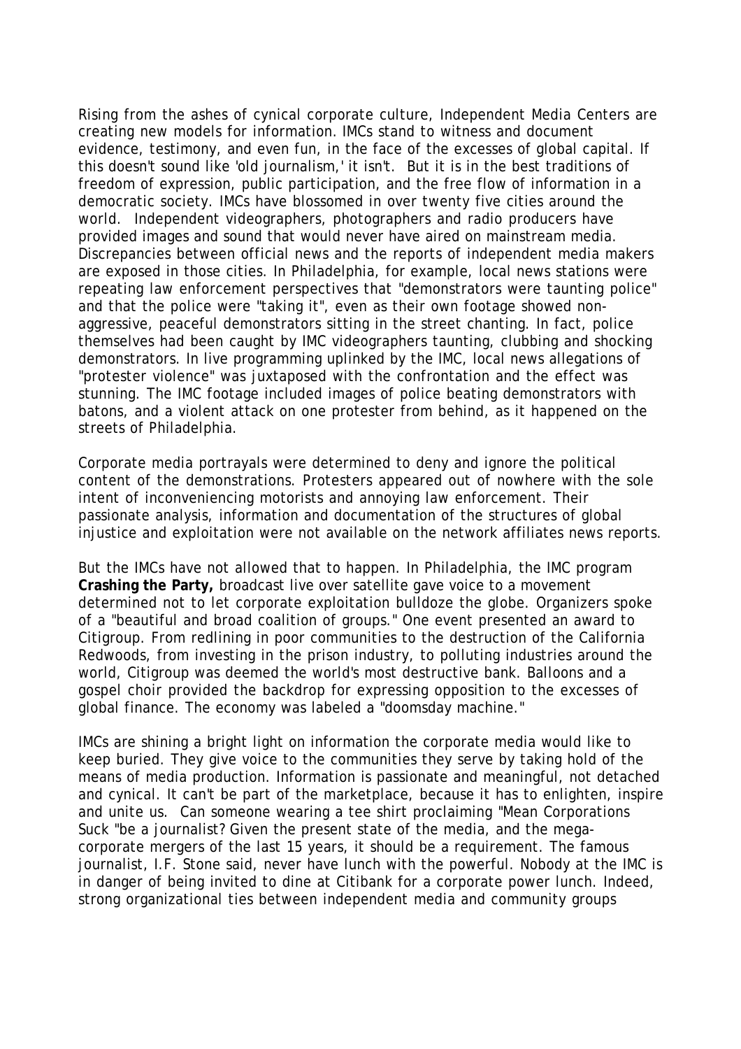Rising from the ashes of cynical corporate culture, Independent Media Centers are creating new models for information. IMCs stand to witness and document evidence, testimony, and even fun, in the face of the excesses of global capital. If this doesn't sound like 'old journalism,' it isn't. But it is in the best traditions of freedom of expression, public participation, and the free flow of information in a democratic society. IMCs have blossomed in over twenty five cities around the world. Independent videographers, photographers and radio producers have provided images and sound that would never have aired on mainstream media. Discrepancies between official news and the reports of independent media makers are exposed in those cities. In Philadelphia, for example, local news stations were repeating law enforcement perspectives that "demonstrators were taunting police" and that the police were "taking it", even as their own footage showed non-aggressive, peaceful demonstrators sitting in the street chanting. In fact, police themselves had been caught by IMC videographers taunting, clubbing and shocking demonstrators. In live programming uplinked by the IMC, local news allegations of "protester violence" was juxtaposed with the confrontation and the effect was stunning. The IMC footage included images of police beating demonstrators with batons, and a violent attack on one protester from behind, as it happened on the streets of Philadelphia.

Corporate media portrayals were determined to deny and ignore the political content of the demonstrations. Protesters appeared out of nowhere with the sole intent of inconveniencing motorists and annoying law enforcement. Their passionate analysis, information and documentation of the structures of global injustice and exploitation were not available on the network affiliates news reports.

But the IMCs have not allowed that to happen. In Philadelphia, the IMC program **Crashing the Party,** broadcast live over satellite gave voice to a movement determined not to let corporate exploitation bulldoze the globe. Organizers spoke of a "beautiful and broad coalition of groups." One event presented an award to Citigroup. From redlining in poor communities to the destruction of the California Redwoods, from investing in the prison industry, to polluting industries around the world, Citigroup was deemed the world's most destructive bank. Balloons and a gospel choir provided the backdrop for expressing opposition to the excesses of global finance. The economy was labeled a "doomsday machine."

IMCs are shining a bright light on information the corporate media would like to keep buried. They give voice to the communities they serve by taking hold of the means of media production. Information is passionate and meaningful, not detached and cynical. It can't be part of the marketplace, because it has to enlighten, inspire and unite us. Can someone wearing a tee shirt proclaiming "Mean Corporations Suck "be a journalist? Given the present state of the media, and the mega-corporate mergers of the last 15 years, it should be a requirement. The famous journalist, I.F. Stone said, never have lunch with the powerful. Nobody at the IMC is in danger of being invited to dine at Citibank for a corporate power lunch. Indeed, strong organizational ties between independent media and community groups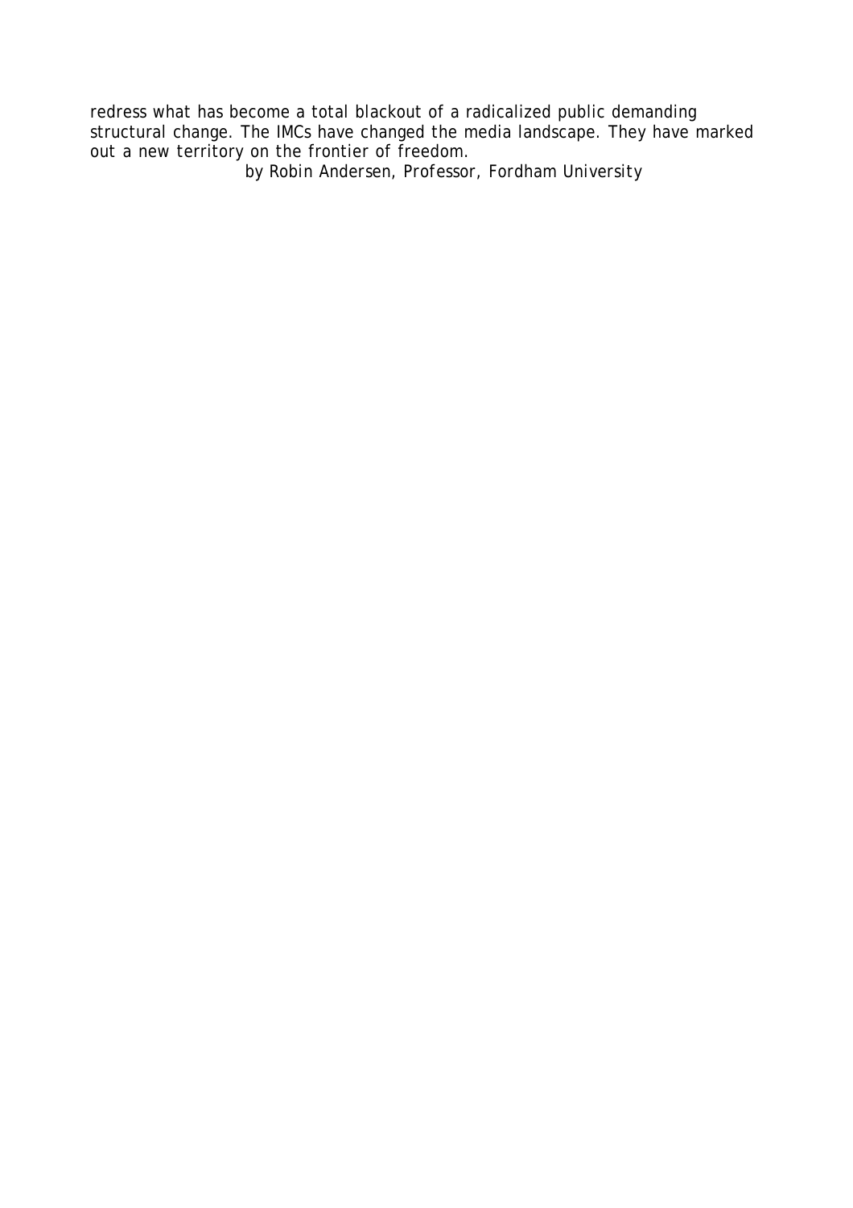redress what has become a total blackout of a radicalized public demanding structural change. The IMCs have changed the media landscape. They have marked out a new territory on the frontier of freedom.

*by Robin Andersen, Professor, Fordham University*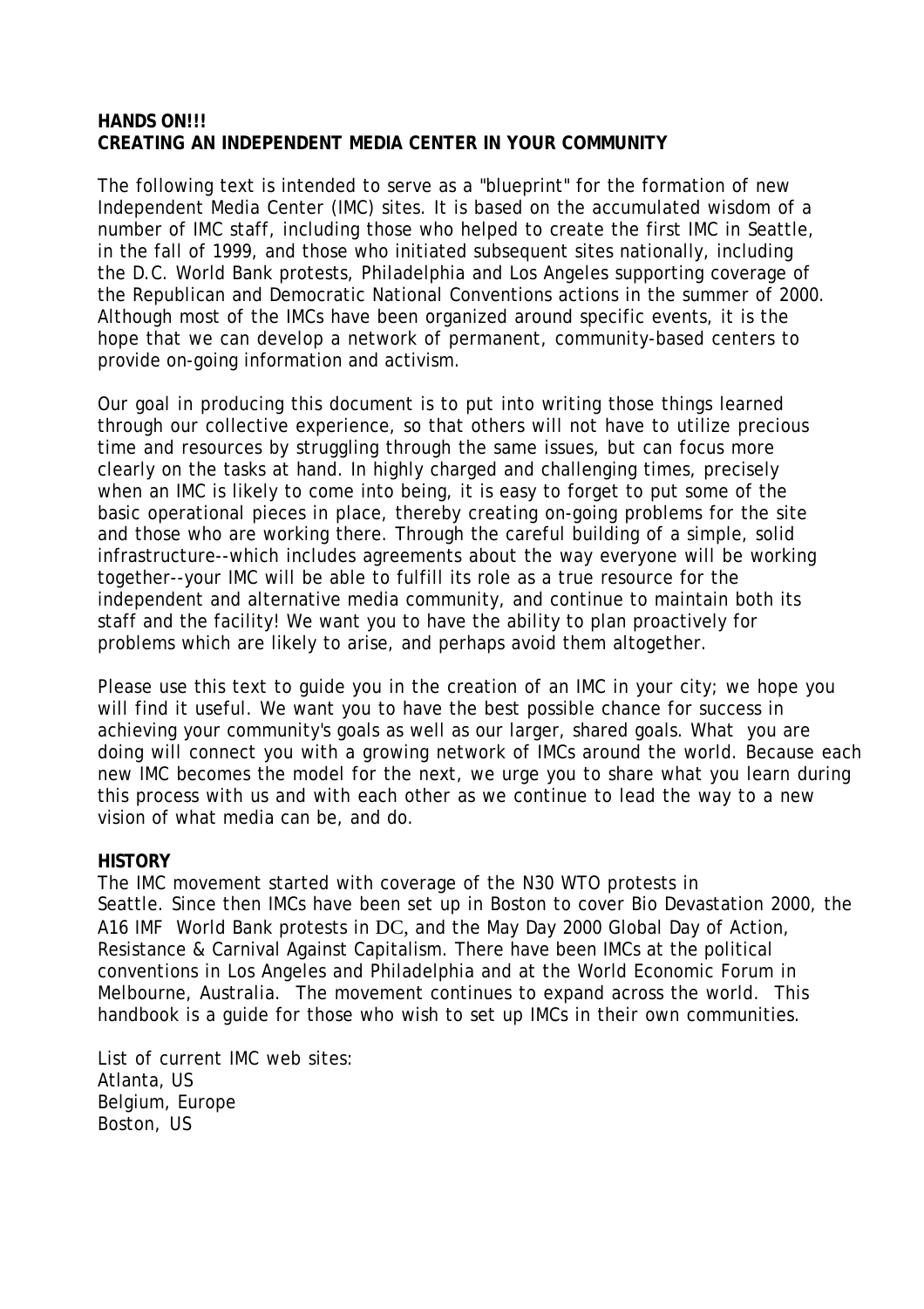**HANDS ON!!!**
**CREATING AN INDEPENDENT MEDIA CENTER IN YOUR COMMUNITY**

The following text is intended to serve as a "blueprint" for the formation of new Independent Media Center (IMC) sites. It is based on the accumulated wisdom of a number of IMC staff, including those who helped to create the first IMC in Seattle, in the fall of 1999, and those who initiated subsequent sites nationally, including the D.C. World Bank protests, Philadelphia and Los Angeles supporting coverage of the Republican and Democratic National Conventions actions in the summer of 2000. Although most of the IMCs have been organized around specific events, it is the hope that we can develop a network of permanent, community-based centers to provide on-going information and activism.

Our goal in producing this document is to put into writing those things learned through our collective experience, so that others will not have to utilize precious time and resources by struggling through the same issues, but can focus more clearly on the tasks at hand. In highly charged and challenging times, precisely when an IMC is likely to come into being, it is easy to forget to put some of the basic operational pieces in place, thereby creating on-going problems for the site and those who are working there. Through the careful building of a simple, solid infrastructure--which includes agreements about the way everyone will be working together--your IMC will be able to fulfill its role as a true resource for the independent and alternative media community, and continue to maintain both its staff and the facility! We want you to have the ability to plan proactively for problems which are likely to arise, and perhaps avoid them altogether.

Please use this text to guide you in the creation of an IMC in your city; we hope you will find it useful. We want you to have the best possible chance for success in achieving your community's goals as well as our larger, shared goals. What you are doing will connect you with a growing network of IMCs around the world. Because each new IMC becomes the model for the next, we urge you to share what you learn during this process with us and with each other as we continue to lead the way to a new vision of what media can be, and do.

**HISTORY**

The IMC movement started with coverage of the N30 WTO protests in Seattle. Since then IMCs have been set up in Boston to cover Bio Devastation 2000, the A16 IMF World Bank protests in DC, and the May Day 2000 Global Day of Action, Resistance & Carnival Against Capitalism. There have been IMCs at the political conventions in Los Angeles and Philadelphia and at the World Economic Forum in Melbourne, Australia. The movement continues to expand across the world. This handbook is a guide for those who wish to set up IMCs in their own communities.

List of current IMC web sites:
Atlanta, US
Belgium, Europe
Boston, US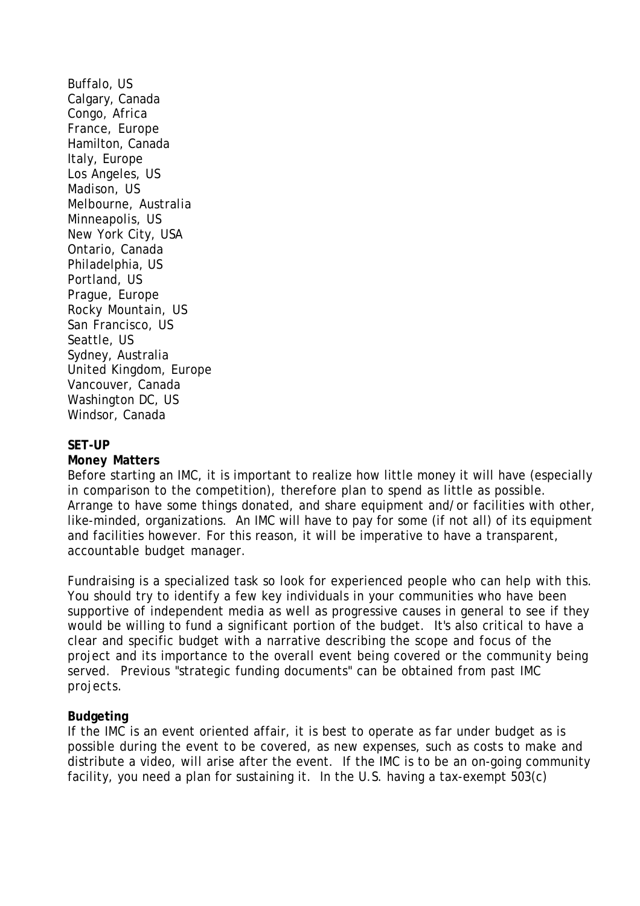Buffalo, US
Calgary, Canada
Congo, Africa
France, Europe
Hamilton, Canada
Italy, Europe
Los Angeles, US
Madison, US
Melbourne, Australia
Minneapolis, US
New York City, USA
Ontario, Canada
Philadelphia, US
Portland, US
Prague, Europe
Rocky Mountain, US
San Francisco, US
Seattle, US
Sydney, Australia
United Kingdom, Europe
Vancouver, Canada
Washington DC, US
Windsor, Canada

**SET-UP**

**Money Matters**

Before starting an IMC, it is important to realize how little money it will have (especially in comparison to the competition), therefore plan to spend as little as possible. Arrange to have some things donated, and share equipment and/or facilities with other, like-minded, organizations. An IMC will have to pay for some (if not all) of its equipment and facilities however. For this reason, it will be imperative to have a transparent, accountable budget manager.

Fundraising is a specialized task so look for experienced people who can help with this. You should try to identify a few key individuals in your communities who have been supportive of independent media as well as progressive causes in general to see if they would be willing to fund a significant portion of the budget. It's also critical to have a clear and specific budget with a narrative describing the scope and focus of the project and its importance to the overall event being covered or the community being served. Previous "strategic funding documents" can be obtained from past IMC projects.

**Budgeting**

If the IMC is an event oriented affair, it is best to operate as far under budget as is possible during the event to be covered, as new expenses, such as costs to make and distribute a video, will arise after the event. If the IMC is to be an on-going community facility, you need a plan for sustaining it. In the U.S. having a tax-exempt 503(c)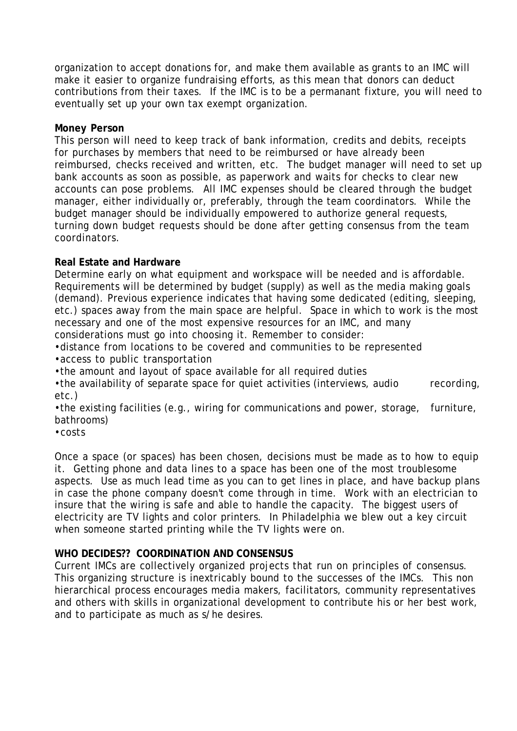organization to accept donations for, and make them available as grants to an IMC will make it easier to organize fundraising efforts, as this mean that donors can deduct contributions from their taxes. If the IMC is to be a permanant fixture, you will need to eventually set up your own tax exempt organization.

**Money Person**

This person will need to keep track of bank information, credits and debits, receipts for purchases by members that need to be reimbursed or have already been reimbursed, checks received and written, etc. The budget manager will need to set up bank accounts as soon as possible, as paperwork and waits for checks to clear new accounts can pose problems. All IMC expenses should be cleared through the budget manager, either individually or, preferably, through the team coordinators. While the budget manager should be individually empowered to authorize general requests, turning down budget requests should be done after getting consensus from the team coordinators.

**Real Estate and Hardware**

Determine early on what equipment and workspace will be needed and is affordable. Requirements will be determined by budget (supply) as well as the media making goals (demand). Previous experience indicates that having some dedicated (editing, sleeping, etc.) spaces away from the main space are helpful. Space in which to work is the most necessary and one of the most expensive resources for an IMC, and many considerations must go into choosing it. Remember to consider:

- distance from locations to be covered and communities to be represented
- access to public transportation
- the amount and layout of space available for all required duties
- the availability of separate space for quiet activities (interviews, audio recording, etc.)
- the existing facilities (e.g., wiring for communications and power, storage, furniture, bathrooms)
- costs

Once a space (or spaces) has been chosen, decisions must be made as to how to equip it. Getting phone and data lines to a space has been one of the most troublesome aspects. Use as much lead time as you can to get lines in place, and have backup plans in case the phone company doesn't come through in time. Work with an electrician to insure that the wiring is safe and able to handle the capacity. The biggest users of electricity are TV lights and color printers. In Philadelphia we blew out a key circuit when someone started printing while the TV lights were on.

**WHO DECIDES?? COORDINATION AND CONSENSUS**

Current IMCs are collectively organized projects that run on principles of consensus. This organizing structure is inextricably bound to the successes of the IMCs. This non hierarchical process encourages media makers, facilitators, community representatives and others with skills in organizational development to contribute his or her best work, and to participate as much as s/he desires.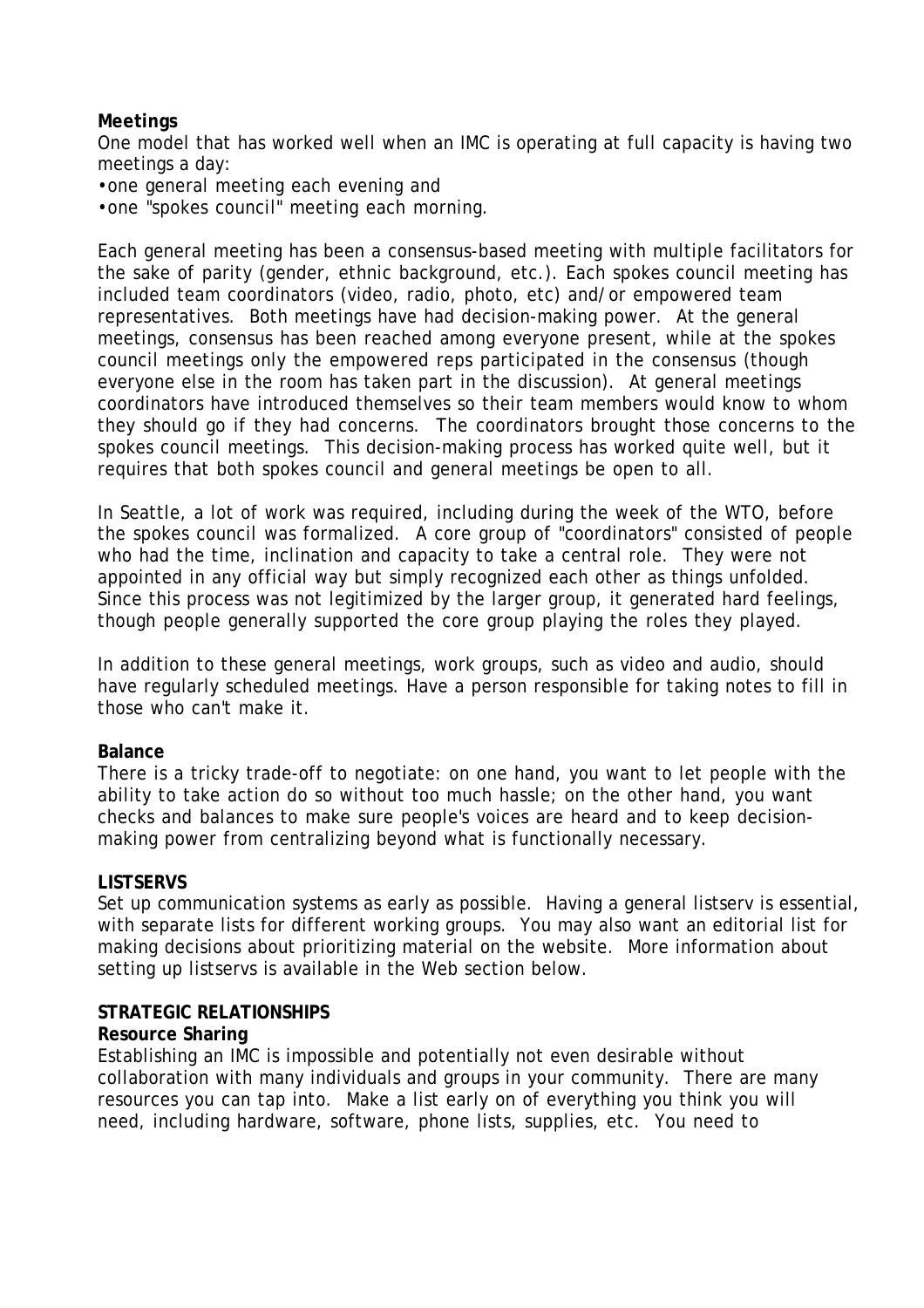**Meetings**

One model that has worked well when an IMC is operating at full capacity is having two meetings a day:

- one general meeting each evening and
- one "spokes council" meeting each morning.

Each general meeting has been a consensus-based meeting with multiple facilitators for the sake of parity (gender, ethnic background, etc.). Each spokes council meeting has included team coordinators (video, radio, photo, etc) and/or empowered team representatives. Both meetings have had decision-making power. At the general meetings, consensus has been reached among everyone present, while at the spokes council meetings only the empowered reps participated in the consensus (though everyone else in the room has taken part in the discussion). At general meetings coordinators have introduced themselves so their team members would know to whom they should go if they had concerns. The coordinators brought those concerns to the spokes council meetings. This decision-making process has worked quite well, but it requires that both spokes council and general meetings be open to all.

In Seattle, a lot of work was required, including during the week of the WTO, before the spokes council was formalized. A core group of "coordinators" consisted of people who had the time, inclination and capacity to take a central role. They were not appointed in any official way but simply recognized each other as things unfolded. Since this process was not legitimized by the larger group, it generated hard feelings, though people generally supported the core group playing the roles they played.

In addition to these general meetings, work groups, such as video and audio, should have regularly scheduled meetings. Have a person responsible for taking notes to fill in those who can't make it.

**Balance**

There is a tricky trade-off to negotiate: on one hand, you want to let people with the ability to take action do so without too much hassle; on the other hand, you want checks and balances to make sure people's voices are heard and to keep decision-making power from centralizing beyond what is functionally necessary.

**LISTSERVS**

Set up communication systems as early as possible. Having a general listserv is essential, with separate lists for different working groups. You may also want an editorial list for making decisions about prioritizing material on the website. More information about setting up listservs is available in the Web section below.

**STRATEGIC RELATIONSHIPS**

**Resource Sharing**

Establishing an IMC is impossible and potentially not even desirable without collaboration with many individuals and groups in your community. There are many resources you can tap into. Make a list early on of everything you think you will need, including hardware, software, phone lists, supplies, etc. You need to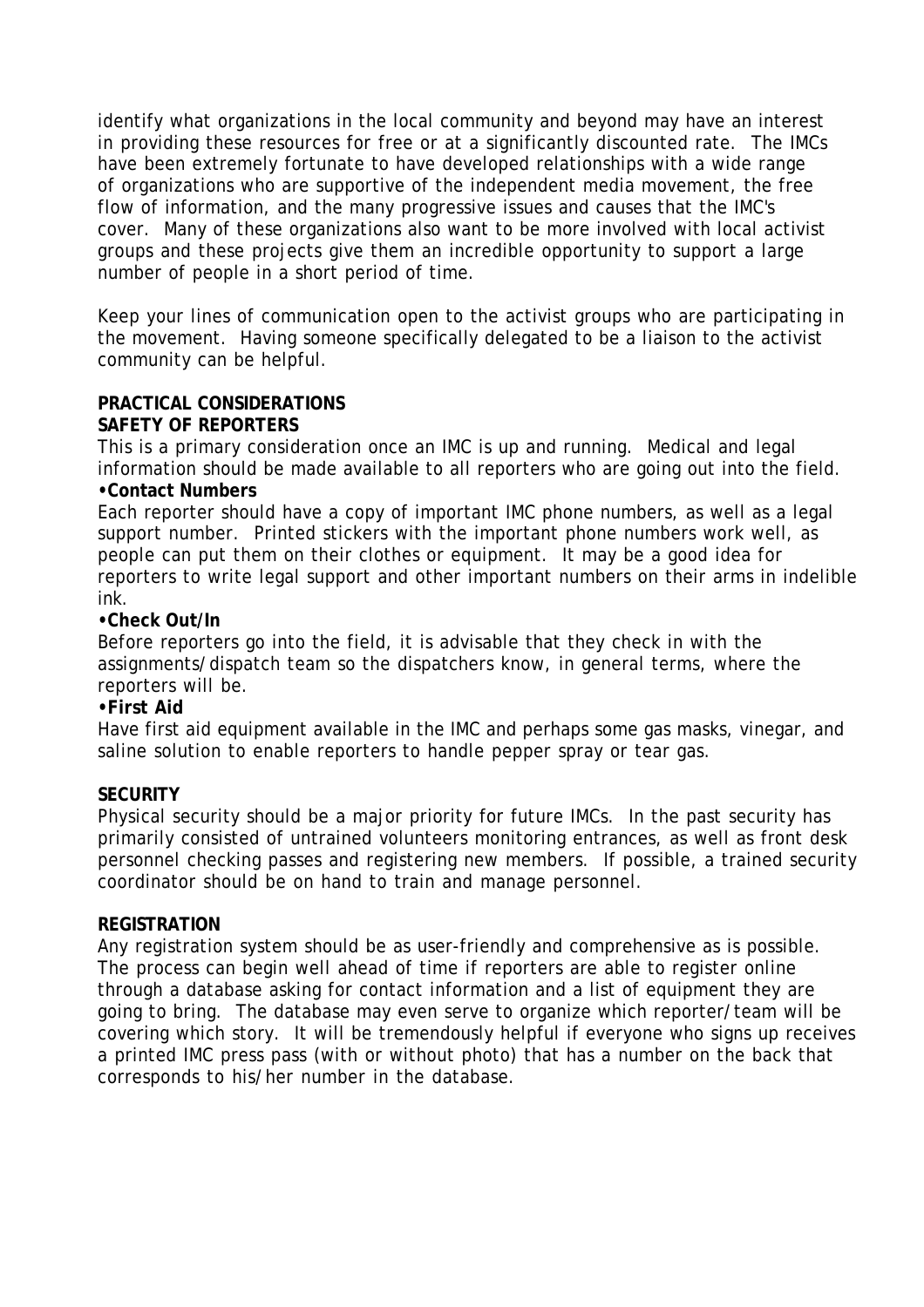identify what organizations in the local community and beyond may have an interest in providing these resources for free or at a significantly discounted rate. The IMCs have been extremely fortunate to have developed relationships with a wide range of organizations who are supportive of the independent media movement, the free flow of information, and the many progressive issues and causes that the IMC's cover. Many of these organizations also want to be more involved with local activist groups and these projects give them an incredible opportunity to support a large number of people in a short period of time.

Keep your lines of communication open to the activist groups who are participating in the movement. Having someone specifically delegated to be a liaison to the activist community can be helpful.

## PRACTICAL CONSIDERATIONS

### SAFETY OF REPORTERS

This is a primary consideration once an IMC is up and running. Medical and legal information should be made available to all reporters who are going out into the field.

**•Contact Numbers**

Each reporter should have a copy of important IMC phone numbers, as well as a legal support number. Printed stickers with the important phone numbers work well, as people can put them on their clothes or equipment. It may be a good idea for reporters to write legal support and other important numbers on their arms in indelible ink.

**•Check Out/In**

Before reporters go into the field, it is advisable that they check in with the assignments/dispatch team so the dispatchers know, in general terms, where the reporters will be.

**•First Aid**

Have first aid equipment available in the IMC and perhaps some gas masks, vinegar, and saline solution to enable reporters to handle pepper spray or tear gas.

### SECURITY

Physical security should be a major priority for future IMCs. In the past security has primarily consisted of untrained volunteers monitoring entrances, as well as front desk personnel checking passes and registering new members. If possible, a trained security coordinator should be on hand to train and manage personnel.

### REGISTRATION

Any registration system should be as user-friendly and comprehensive as is possible. The process can begin well ahead of time if reporters are able to register online through a database asking for contact information and a list of equipment they are going to bring. The database may even serve to organize which reporter/team will be covering which story. It will be tremendously helpful if everyone who signs up receives a printed IMC press pass (with or without photo) that has a number on the back that corresponds to his/her number in the database.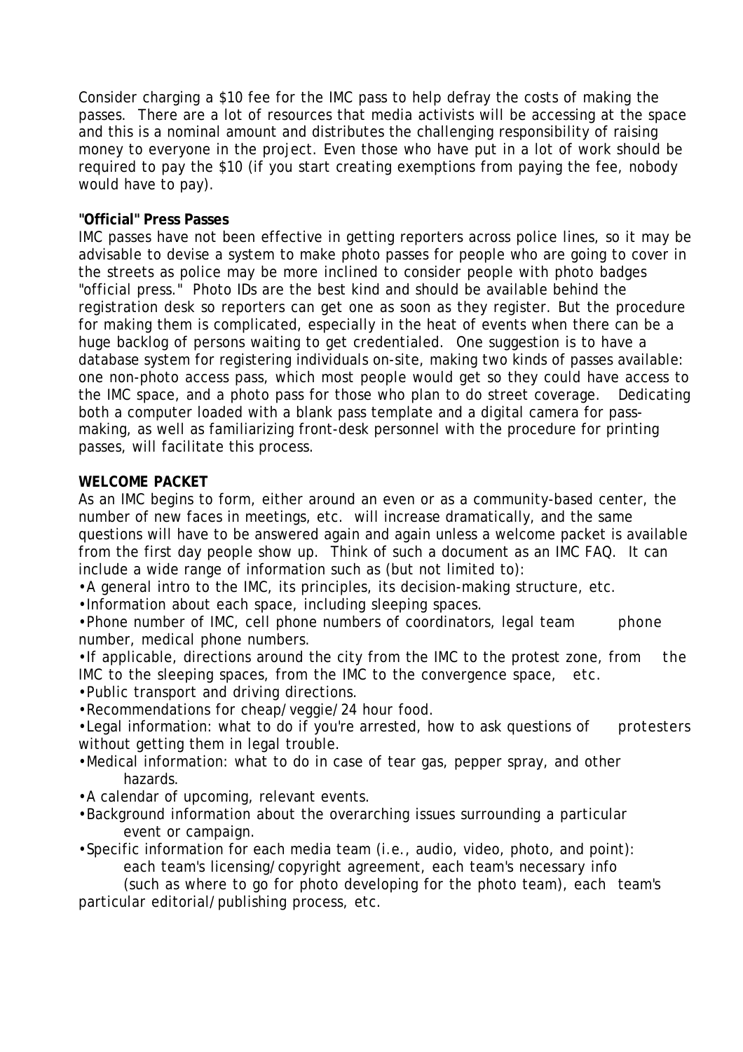Consider charging a $10 fee for the IMC pass to help defray the costs of making the passes. There are a lot of resources that media activists will be accessing at the space and this is a nominal amount and distributes the challenging responsibility of raising money to everyone in the project. Even those who have put in a lot of work should be required to pay the $10 (if you start creating exemptions from paying the fee, nobody would have to pay).

**"Official" Press Passes**

IMC passes have not been effective in getting reporters across police lines, so it may be advisable to devise a system to make photo passes for people who are going to cover in the streets as police may be more inclined to consider people with photo badges "official press." Photo IDs are the best kind and should be available behind the registration desk so reporters can get one as soon as they register. But the procedure for making them is complicated, especially in the heat of events when there can be a huge backlog of persons waiting to get credentialed. One suggestion is to have a database system for registering individuals on-site, making two kinds of passes available: one non-photo access pass, which most people would get so they could have access to the IMC space, and a photo pass for those who plan to do street coverage. Dedicating both a computer loaded with a blank pass template and a digital camera for pass-making, as well as familiarizing front-desk personnel with the procedure for printing passes, will facilitate this process.

**WELCOME PACKET**

As an IMC begins to form, either around an even or as a community-based center, the number of new faces in meetings, etc. will increase dramatically, and the same questions will have to be answered again and again unless a welcome packet is available from the first day people show up. Think of such a document as an IMC FAQ. It can include a wide range of information such as (but not limited to):

- A general intro to the IMC, its principles, its decision-making structure, etc.
- Information about each space, including sleeping spaces.
- Phone number of IMC, cell phone numbers of coordinators, legal team phone number, medical phone numbers.
- If applicable, directions around the city from the IMC to the protest zone, from the IMC to the sleeping spaces, from the IMC to the convergence space, etc.
- Public transport and driving directions.
- Recommendations for cheap/veggie/24 hour food.
- Legal information: what to do if you're arrested, how to ask questions of protesters without getting them in legal trouble.
- Medical information: what to do in case of tear gas, pepper spray, and other hazards.
- A calendar of upcoming, relevant events.
- Background information about the overarching issues surrounding a particular event or campaign.
- Specific information for each media team (i.e., audio, video, photo, and point): each team's licensing/copyright agreement, each team's necessary info (such as where to go for photo developing for the photo team), each team's particular editorial/publishing process, etc.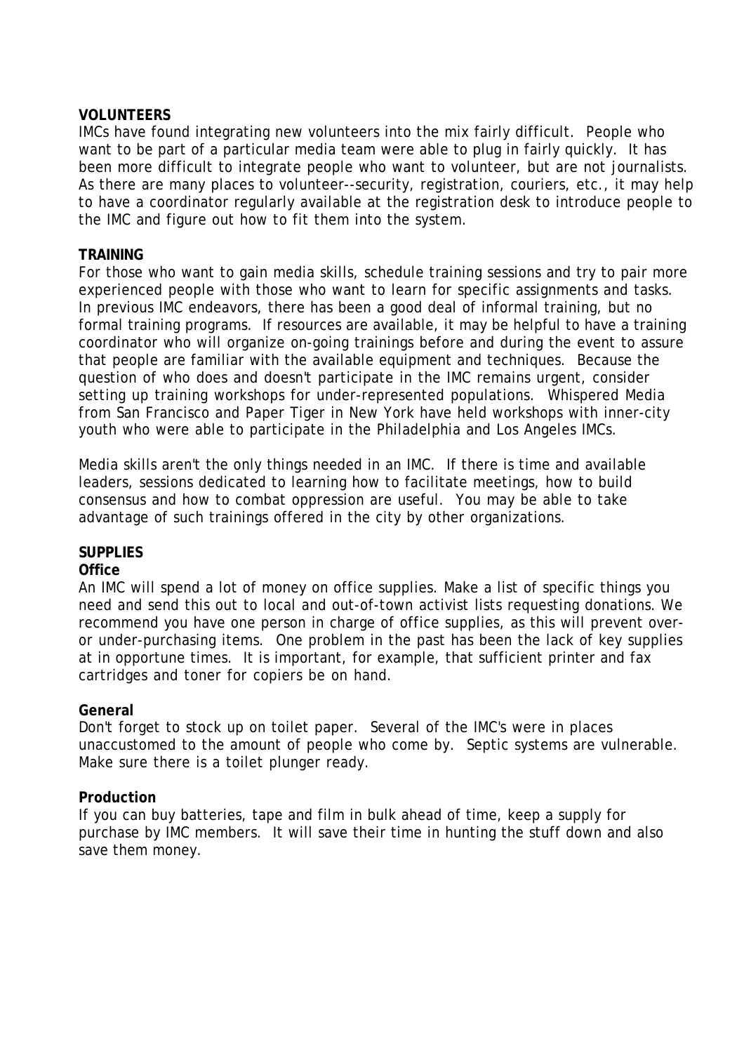## VOLUNTEERS

IMCs have found integrating new volunteers into the mix fairly difficult. People who want to be part of a particular media team were able to plug in fairly quickly. It has been more difficult to integrate people who want to volunteer, but are not journalists. As there are many places to volunteer--security, registration, couriers, etc., it may help to have a coordinator regularly available at the registration desk to introduce people to the IMC and figure out how to fit them into the system.

## TRAINING

For those who want to gain media skills, schedule training sessions and try to pair more experienced people with those who want to learn for specific assignments and tasks. In previous IMC endeavors, there has been a good deal of informal training, but no formal training programs. If resources are available, it may be helpful to have a training coordinator who will organize on-going trainings before and during the event to assure that people are familiar with the available equipment and techniques. Because the question of who does and doesn't participate in the IMC remains urgent, consider setting up training workshops for under-represented populations. Whispered Media from San Francisco and Paper Tiger in New York have held workshops with inner-city youth who were able to participate in the Philadelphia and Los Angeles IMCs.

Media skills aren't the only things needed in an IMC. If there is time and available leaders, sessions dedicated to learning how to facilitate meetings, how to build consensus and how to combat oppression are useful. You may be able to take advantage of such trainings offered in the city by other organizations.

## SUPPLIES

### Office

An IMC will spend a lot of money on office supplies. Make a list of specific things you need and send this out to local and out-of-town activist lists requesting donations. We recommend you have one person in charge of office supplies, as this will prevent over- or under-purchasing items. One problem in the past has been the lack of key supplies at in opportune times. It is important, for example, that sufficient printer and fax cartridges and toner for copiers be on hand.

### General

Don't forget to stock up on toilet paper. Several of the IMC's were in places unaccustomed to the amount of people who come by. Septic systems are vulnerable. Make sure there is a toilet plunger ready.

### Production

If you can buy batteries, tape and film in bulk ahead of time, keep a supply for purchase by IMC members. It will save their time in hunting the stuff down and also save them money.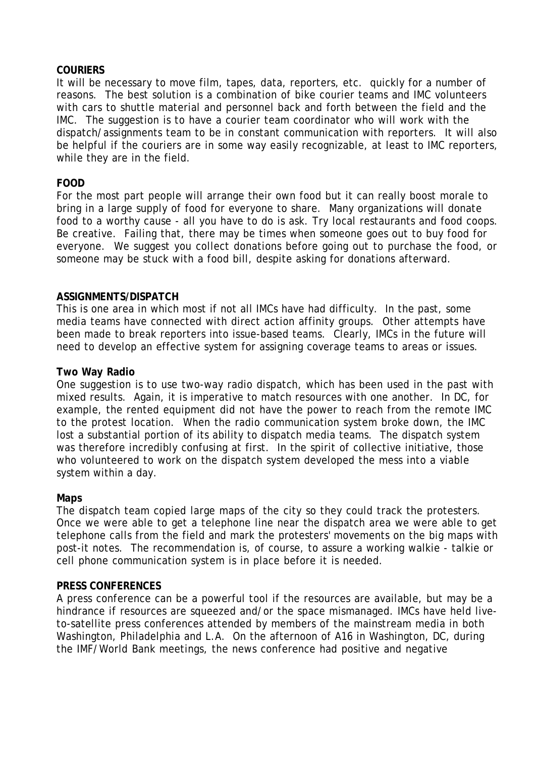**COURIERS**

It will be necessary to move film, tapes, data, reporters, etc. quickly for a number of reasons. The best solution is a combination of bike courier teams and IMC volunteers with cars to shuttle material and personnel back and forth between the field and the IMC. The suggestion is to have a courier team coordinator who will work with the dispatch/assignments team to be in constant communication with reporters. It will also be helpful if the couriers are in some way easily recognizable, at least to IMC reporters, while they are in the field.

**FOOD**

For the most part people will arrange their own food but it can really boost morale to bring in a large supply of food for everyone to share. Many organizations will donate food to a worthy cause - all you have to do is ask. Try local restaurants and food coops. Be creative. Failing that, there may be times when someone goes out to buy food for everyone. We suggest you collect donations before going out to purchase the food, or someone may be stuck with a food bill, despite asking for donations afterward.

**ASSIGNMENTS/DISPATCH**

This is one area in which most if not all IMCs have had difficulty. In the past, some media teams have connected with direct action affinity groups. Other attempts have been made to break reporters into issue-based teams. Clearly, IMCs in the future will need to develop an effective system for assigning coverage teams to areas or issues.

**Two Way Radio**

One suggestion is to use two-way radio dispatch, which has been used in the past with mixed results. Again, it is imperative to match resources with one another. In DC, for example, the rented equipment did not have the power to reach from the remote IMC to the protest location. When the radio communication system broke down, the IMC lost a substantial portion of its ability to dispatch media teams. The dispatch system was therefore incredibly confusing at first. In the spirit of collective initiative, those who volunteered to work on the dispatch system developed the mess into a viable system within a day.

**Maps**

The dispatch team copied large maps of the city so they could track the protesters. Once we were able to get a telephone line near the dispatch area we were able to get telephone calls from the field and mark the protesters' movements on the big maps with post-it notes. The recommendation is, of course, to assure a working walkie - talkie or cell phone communication system is in place before it is needed.

**PRESS CONFERENCES**

A press conference can be a powerful tool if the resources are available, but may be a hindrance if resources are squeezed and/or the space mismanaged. IMCs have held live-to-satellite press conferences attended by members of the mainstream media in both Washington, Philadelphia and L.A. On the afternoon of A16 in Washington, DC, during the IMF/World Bank meetings, the news conference had positive and negative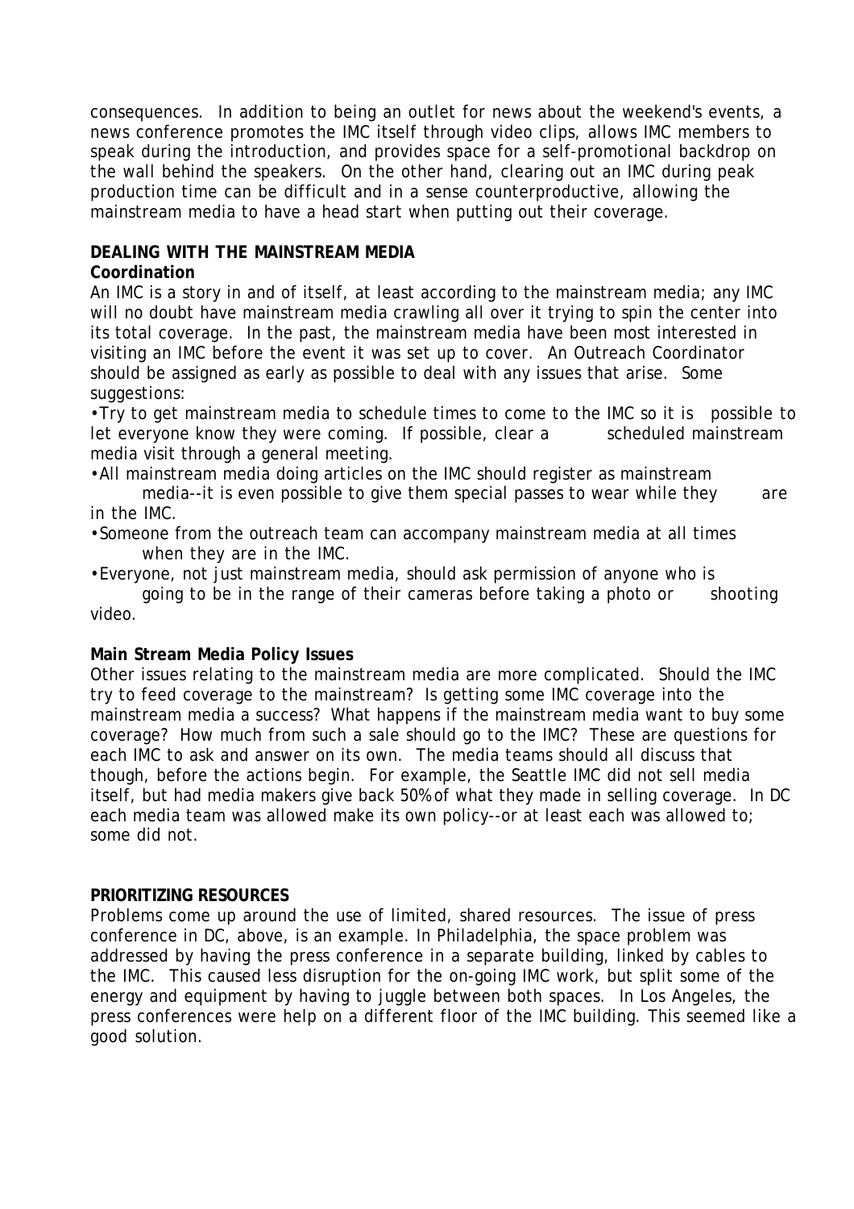consequences. In addition to being an outlet for news about the weekend's events, a news conference promotes the IMC itself through video clips, allows IMC members to speak during the introduction, and provides space for a self-promotional backdrop on the wall behind the speakers. On the other hand, clearing out an IMC during peak production time can be difficult and in a sense counterproductive, allowing the mainstream media to have a head start when putting out their coverage.

## DEALING WITH THE MAINSTREAM MEDIA

### Coordination

An IMC is a story in and of itself, at least according to the mainstream media; any IMC will no doubt have mainstream media crawling all over it trying to spin the center into its total coverage. In the past, the mainstream media have been most interested in visiting an IMC before the event it was set up to cover. An Outreach Coordinator should be assigned as early as possible to deal with any issues that arise. Some suggestions:

- Try to get mainstream media to schedule times to come to the IMC so it is possible to let everyone know they were coming. If possible, clear a scheduled mainstream media visit through a general meeting.
- All mainstream media doing articles on the IMC should register as mainstream media--it is even possible to give them special passes to wear while they are in the IMC.
- Someone from the outreach team can accompany mainstream media at all times when they are in the IMC.
- Everyone, not just mainstream media, should ask permission of anyone who is going to be in the range of their cameras before taking a photo or shooting video.

### Main Stream Media Policy Issues

Other issues relating to the mainstream media are more complicated. Should the IMC try to feed coverage to the mainstream? Is getting some IMC coverage into the mainstream media a success? What happens if the mainstream media want to buy some coverage? How much from such a sale should go to the IMC? These are questions for each IMC to ask and answer on its own. The media teams should all discuss that though, before the actions begin. For example, the Seattle IMC did not sell media itself, but had media makers give back 50% of what they made in selling coverage. In DC each media team was allowed make its own policy--or at least each was allowed to; some did not.

## PRIORITIZING RESOURCES

Problems come up around the use of limited, shared resources. The issue of press conference in DC, above, is an example. In Philadelphia, the space problem was addressed by having the press conference in a separate building, linked by cables to the IMC. This caused less disruption for the on-going IMC work, but split some of the energy and equipment by having to juggle between both spaces. In Los Angeles, the press conferences were help on a different floor of the IMC building. This seemed like a good solution.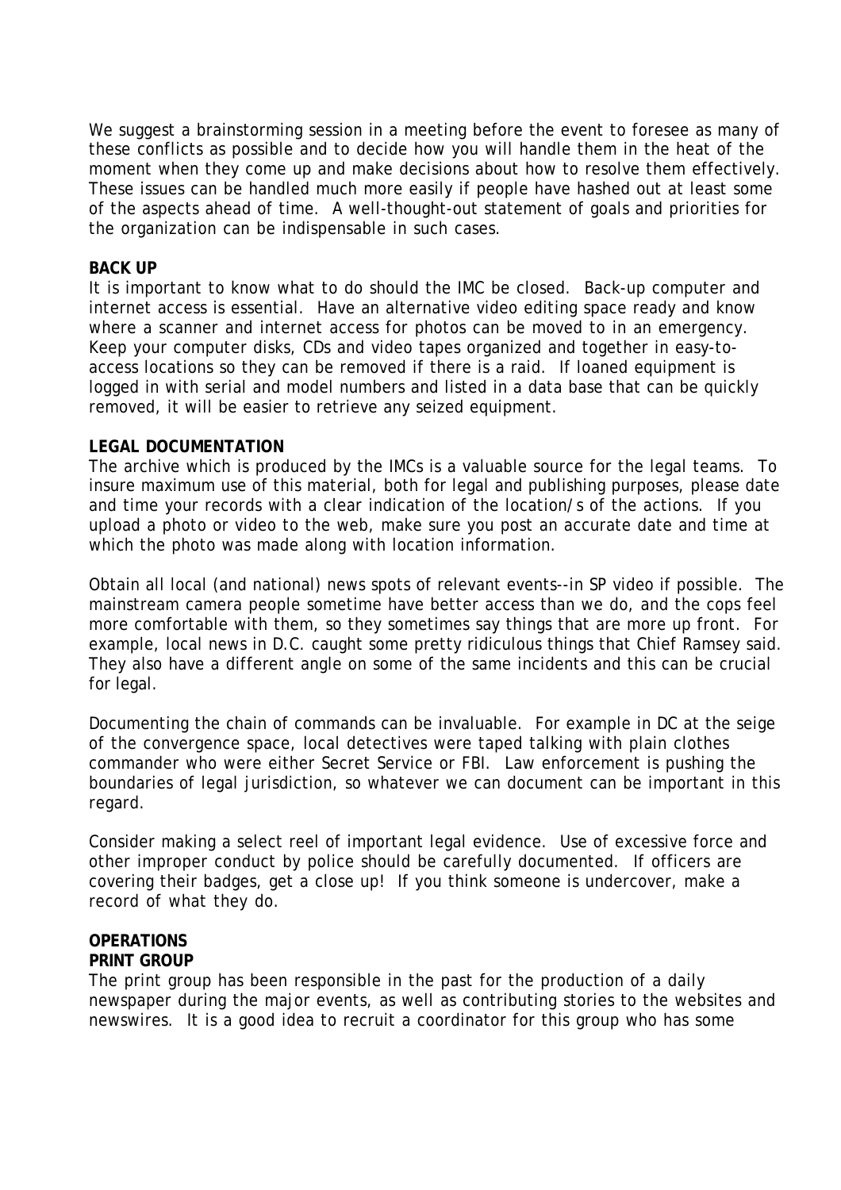We suggest a brainstorming session in a meeting before the event to foresee as many of these conflicts as possible and to decide how you will handle them in the heat of the moment when they come up and make decisions about how to resolve them effectively. These issues can be handled much more easily if people have hashed out at least some of the aspects ahead of time. A well-thought-out statement of goals and priorities for the organization can be indispensable in such cases.

**BACK UP**
It is important to know what to do should the IMC be closed. Back-up computer and internet access is essential. Have an alternative video editing space ready and know where a scanner and internet access for photos can be moved to in an emergency. Keep your computer disks, CDs and video tapes organized and together in easy-to-access locations so they can be removed if there is a raid. If loaned equipment is logged in with serial and model numbers and listed in a data base that can be quickly removed, it will be easier to retrieve any seized equipment.

**LEGAL DOCUMENTATION**
The archive which is produced by the IMCs is a valuable source for the legal teams. To insure maximum use of this material, both for legal and publishing purposes, please date and time your records with a clear indication of the location/s of the actions. If you upload a photo or video to the web, make sure you post an accurate date and time at which the photo was made along with location information.

Obtain all local (and national) news spots of relevant events--in SP video if possible. The mainstream camera people sometime have better access than we do, and the cops feel more comfortable with them, so they sometimes say things that are more up front. For example, local news in D.C. caught some pretty ridiculous things that Chief Ramsey said. They also have a different angle on some of the same incidents and this can be crucial for legal.

Documenting the chain of commands can be invaluable. For example in DC at the seige of the convergence space, local detectives were taped talking with plain clothes commander who were either Secret Service or FBI. Law enforcement is pushing the boundaries of legal jurisdiction, so whatever we can document can be important in this regard.

Consider making a select reel of important legal evidence. Use of excessive force and other improper conduct by police should be carefully documented. If officers are covering their badges, get a close up! If you think someone is undercover, make a record of what they do.

**OPERATIONS**
**PRINT GROUP**
The print group has been responsible in the past for the production of a daily newspaper during the major events, as well as contributing stories to the websites and newswires. It is a good idea to recruit a coordinator for this group who has some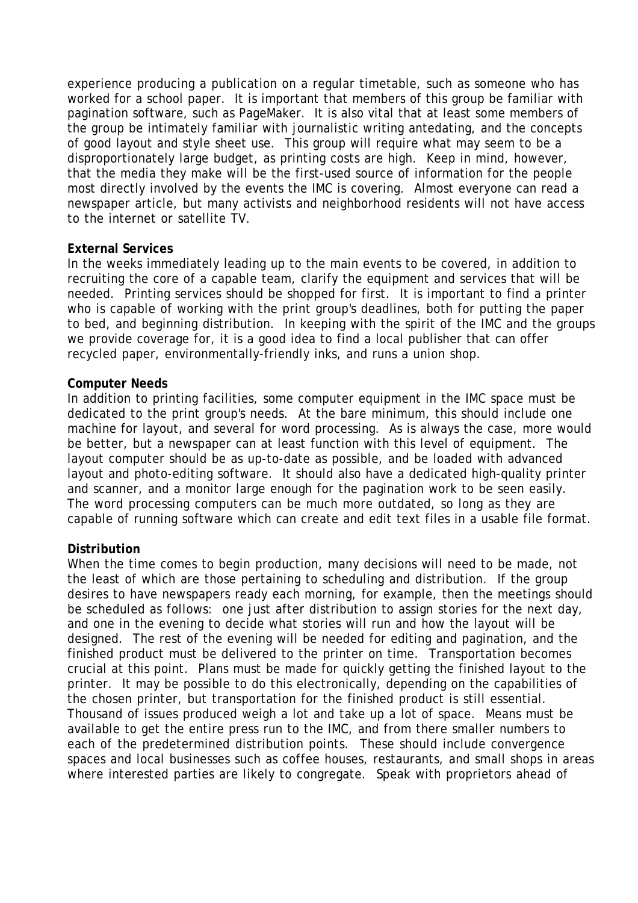experience producing a publication on a regular timetable, such as someone who has worked for a school paper. It is important that members of this group be familiar with pagination software, such as PageMaker. It is also vital that at least some members of the group be intimately familiar with journalistic writing antedating, and the concepts of good layout and style sheet use. This group will require what may seem to be a disproportionately large budget, as printing costs are high. Keep in mind, however, that the media they make will be the first-used source of information for the people most directly involved by the events the IMC is covering. Almost everyone can read a newspaper article, but many activists and neighborhood residents will not have access to the internet or satellite TV.

**External Services**

In the weeks immediately leading up to the main events to be covered, in addition to recruiting the core of a capable team, clarify the equipment and services that will be needed. Printing services should be shopped for first. It is important to find a printer who is capable of working with the print group's deadlines, both for putting the paper to bed, and beginning distribution. In keeping with the spirit of the IMC and the groups we provide coverage for, it is a good idea to find a local publisher that can offer recycled paper, environmentally-friendly inks, and runs a union shop.

**Computer Needs**

In addition to printing facilities, some computer equipment in the IMC space must be dedicated to the print group's needs. At the bare minimum, this should include one machine for layout, and several for word processing. As is always the case, more would be better, but a newspaper can at least function with this level of equipment. The layout computer should be as up-to-date as possible, and be loaded with advanced layout and photo-editing software. It should also have a dedicated high-quality printer and scanner, and a monitor large enough for the pagination work to be seen easily. The word processing computers can be much more outdated, so long as they are capable of running software which can create and edit text files in a usable file format.

**Distribution**

When the time comes to begin production, many decisions will need to be made, not the least of which are those pertaining to scheduling and distribution. If the group desires to have newspapers ready each morning, for example, then the meetings should be scheduled as follows: one just after distribution to assign stories for the next day, and one in the evening to decide what stories will run and how the layout will be designed. The rest of the evening will be needed for editing and pagination, and the finished product must be delivered to the printer on time. Transportation becomes crucial at this point. Plans must be made for quickly getting the finished layout to the printer. It may be possible to do this electronically, depending on the capabilities of the chosen printer, but transportation for the finished product is still essential. Thousand of issues produced weigh a lot and take up a lot of space. Means must be available to get the entire press run to the IMC, and from there smaller numbers to each of the predetermined distribution points. These should include convergence spaces and local businesses such as coffee houses, restaurants, and small shops in areas where interested parties are likely to congregate. Speak with proprietors ahead of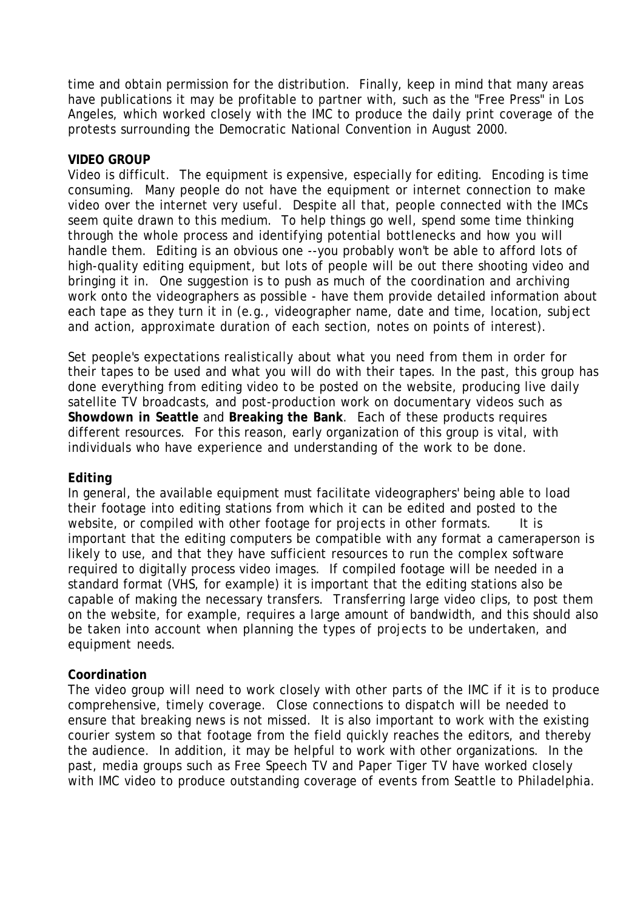time and obtain permission for the distribution. Finally, keep in mind that many areas have publications it may be profitable to partner with, such as the "Free Press" in Los Angeles, which worked closely with the IMC to produce the daily print coverage of the protests surrounding the Democratic National Convention in August 2000.

**VIDEO GROUP**

Video is difficult. The equipment is expensive, especially for editing. Encoding is time consuming. Many people do not have the equipment or internet connection to make video over the internet very useful. Despite all that, people connected with the IMCs seem quite drawn to this medium. To help things go well, spend some time thinking through the whole process and identifying potential bottlenecks and how you will handle them. Editing is an obvious one --you probably won't be able to afford lots of high-quality editing equipment, but lots of people will be out there shooting video and bringing it in. One suggestion is to push as much of the coordination and archiving work onto the videographers as possible - have them provide detailed information about each tape as they turn it in (e.g., videographer name, date and time, location, subject and action, approximate duration of each section, notes on points of interest).

Set people's expectations realistically about what you need from them in order for their tapes to be used and what you will do with their tapes. In the past, this group has done everything from editing video to be posted on the website, producing live daily satellite TV broadcasts, and post-production work on documentary videos such as **Showdown in Seattle** and **Breaking the Bank**. Each of these products requires different resources. For this reason, early organization of this group is vital, with individuals who have experience and understanding of the work to be done.

**Editing**

In general, the available equipment must facilitate videographers' being able to load their footage into editing stations from which it can be edited and posted to the website, or compiled with other footage for projects in other formats. It is important that the editing computers be compatible with any format a cameraperson is likely to use, and that they have sufficient resources to run the complex software required to digitally process video images. If compiled footage will be needed in a standard format (VHS, for example) it is important that the editing stations also be capable of making the necessary transfers. Transferring large video clips, to post them on the website, for example, requires a large amount of bandwidth, and this should also be taken into account when planning the types of projects to be undertaken, and equipment needs.

**Coordination**

The video group will need to work closely with other parts of the IMC if it is to produce comprehensive, timely coverage. Close connections to dispatch will be needed to ensure that breaking news is not missed. It is also important to work with the existing courier system so that footage from the field quickly reaches the editors, and thereby the audience. In addition, it may be helpful to work with other organizations. In the past, media groups such as Free Speech TV and Paper Tiger TV have worked closely with IMC video to produce outstanding coverage of events from Seattle to Philadelphia.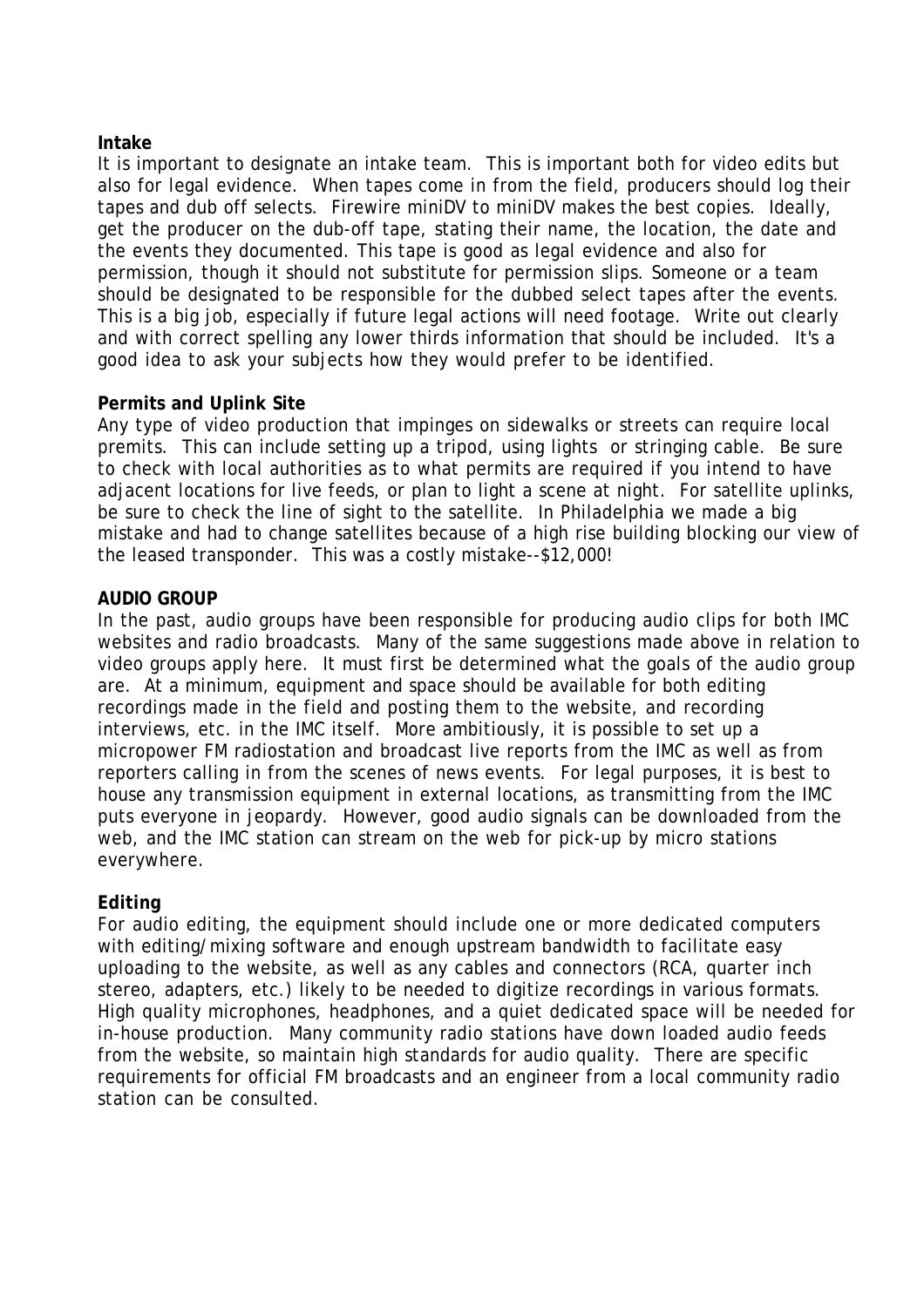**Intake**

It is important to designate an intake team. This is important both for video edits but also for legal evidence. When tapes come in from the field, producers should log their tapes and dub off selects. Firewire miniDV to miniDV makes the best copies. Ideally, get the producer on the dub-off tape, stating their name, the location, the date and the events they documented. This tape is good as legal evidence and also for permission, though it should not substitute for permission slips. Someone or a team should be designated to be responsible for the dubbed select tapes after the events. This is a big job, especially if future legal actions will need footage. Write out clearly and with correct spelling any lower thirds information that should be included. It's a good idea to ask your subjects how they would prefer to be identified.

**Permits and Uplink Site**

Any type of video production that impinges on sidewalks or streets can require local premits. This can include setting up a tripod, using lights or stringing cable. Be sure to check with local authorities as to what permits are required if you intend to have adjacent locations for live feeds, or plan to light a scene at night. For satellite uplinks, be sure to check the line of sight to the satellite. In Philadelphia we made a big mistake and had to change satellites because of a high rise building blocking our view of the leased transponder. This was a costly mistake--$12,000!

**AUDIO GROUP**

In the past, audio groups have been responsible for producing audio clips for both IMC websites and radio broadcasts. Many of the same suggestions made above in relation to video groups apply here. It must first be determined what the goals of the audio group are. At a minimum, equipment and space should be available for both editing recordings made in the field and posting them to the website, and recording interviews, etc. in the IMC itself. More ambitiously, it is possible to set up a micropower FM radiostation and broadcast live reports from the IMC as well as from reporters calling in from the scenes of news events. For legal purposes, it is best to house any transmission equipment in external locations, as transmitting from the IMC puts everyone in jeopardy. However, good audio signals can be downloaded from the web, and the IMC station can stream on the web for pick-up by micro stations everywhere.

**Editing**

For audio editing, the equipment should include one or more dedicated computers with editing/mixing software and enough upstream bandwidth to facilitate easy uploading to the website, as well as any cables and connectors (RCA, quarter inch stereo, adapters, etc.) likely to be needed to digitize recordings in various formats. High quality microphones, headphones, and a quiet dedicated space will be needed for in-house production. Many community radio stations have down loaded audio feeds from the website, so maintain high standards for audio quality. There are specific requirements for official FM broadcasts and an engineer from a local community radio station can be consulted.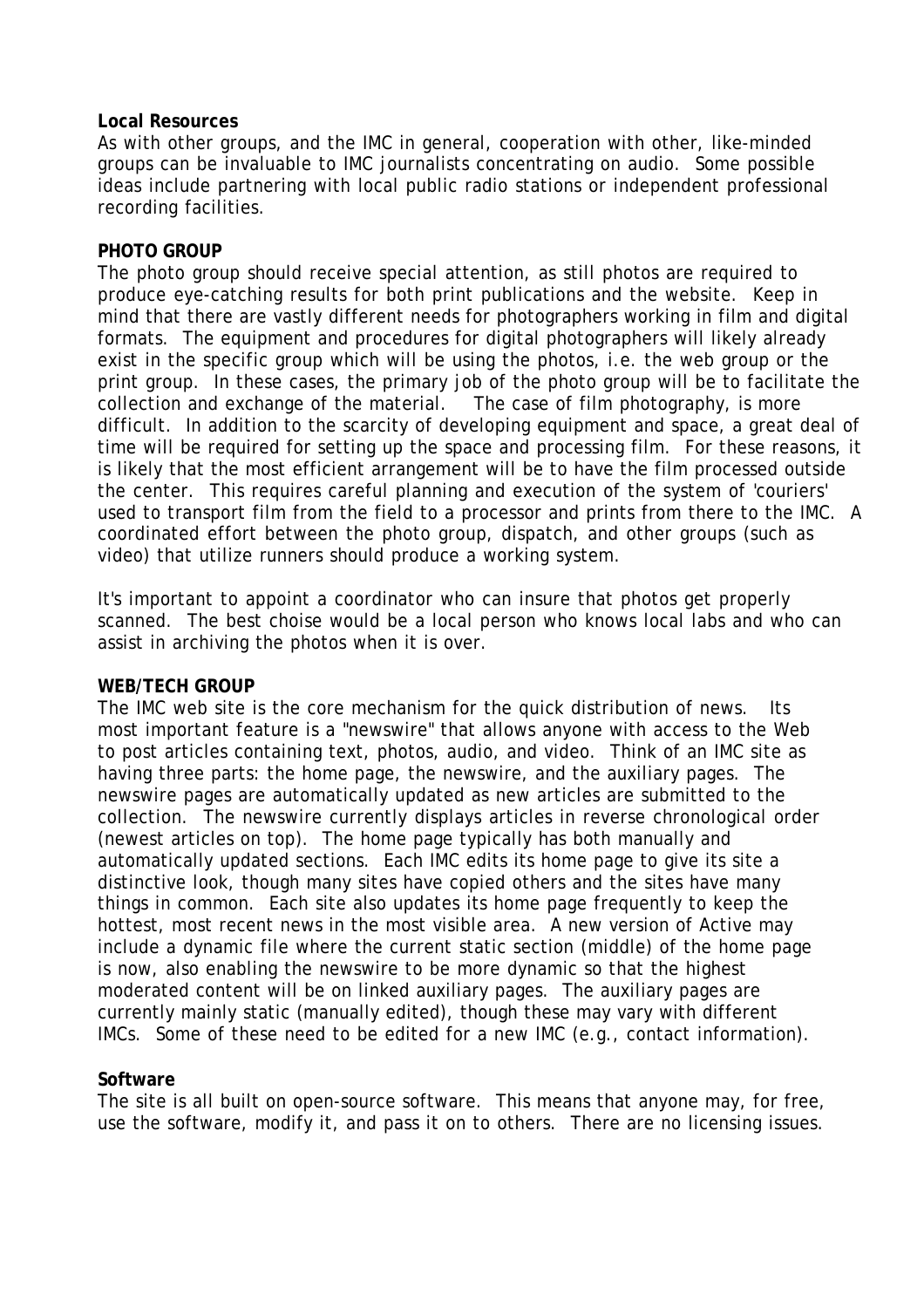**Local Resources**
As with other groups, and the IMC in general, cooperation with other, like-minded groups can be invaluable to IMC journalists concentrating on audio. Some possible ideas include partnering with local public radio stations or independent professional recording facilities.

**PHOTO GROUP**
The photo group should receive special attention, as still photos are required to produce eye-catching results for both print publications and the website. Keep in mind that there are vastly different needs for photographers working in film and digital formats. The equipment and procedures for digital photographers will likely already exist in the specific group which will be using the photos, i.e. the web group or the print group. In these cases, the primary job of the photo group will be to facilitate the collection and exchange of the material. The case of film photography, is more difficult. In addition to the scarcity of developing equipment and space, a great deal of time will be required for setting up the space and processing film. For these reasons, it is likely that the most efficient arrangement will be to have the film processed outside the center. This requires careful planning and execution of the system of 'couriers' used to transport film from the field to a processor and prints from there to the IMC. A coordinated effort between the photo group, dispatch, and other groups (such as video) that utilize runners should produce a working system.

It's important to appoint a coordinator who can insure that photos get properly scanned. The best choise would be a local person who knows local labs and who can assist in archiving the photos when it is over.

**WEB/TECH GROUP**
The IMC web site is the core mechanism for the quick distribution of news. Its most important feature is a "newswire" that allows anyone with access to the Web to post articles containing text, photos, audio, and video. Think of an IMC site as having three parts: the home page, the newswire, and the auxiliary pages. The newswire pages are automatically updated as new articles are submitted to the collection. The newswire currently displays articles in reverse chronological order (newest articles on top). The home page typically has both manually and automatically updated sections. Each IMC edits its home page to give its site a distinctive look, though many sites have copied others and the sites have many things in common. Each site also updates its home page frequently to keep the hottest, most recent news in the most visible area. A new version of Active may include a dynamic file where the current static section (middle) of the home page is now, also enabling the newswire to be more dynamic so that the highest moderated content will be on linked auxiliary pages. The auxiliary pages are currently mainly static (manually edited), though these may vary with different IMCs. Some of these need to be edited for a new IMC (e.g., contact information).

**Software**
The site is all built on open-source software. This means that anyone may, for free, use the software, modify it, and pass it on to others. There are no licensing issues.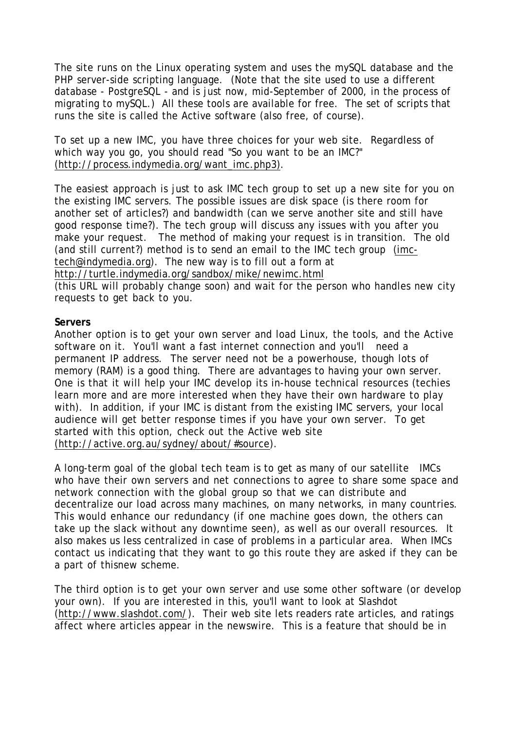The site runs on the Linux operating system and uses the mySQL database and the PHP server-side scripting language. (Note that the site used to use a different database - PostgreSQL - and is just now, mid-September of 2000, in the process of migrating to mySQL.) All these tools are available for free. The set of scripts that runs the site is called the Active software (also free, of course).

To set up a new IMC, you have three choices for your web site. Regardless of which way you go, you should read "So you want to be an IMC?" (http://process.indymedia.org/want_imc.php3).

The easiest approach is just to ask IMC tech group to set up a new site for you on the existing IMC servers. The possible issues are disk space (is there room for another set of articles?) and bandwidth (can we serve another site and still have good response time?). The tech group will discuss any issues with you after you make your request. The method of making your request is in transition. The old (and still current?) method is to send an email to the IMC tech group (imc-tech@indymedia.org). The new way is to fill out a form at http://turtle.indymedia.org/sandbox/mike/newimc.html (this URL will probably change soon) and wait for the person who handles new city requests to get back to you.

**Servers**

Another option is to get your own server and load Linux, the tools, and the Active software on it. You'll want a fast internet connection and you'll need a permanent IP address. The server need not be a powerhouse, though lots of memory (RAM) is a good thing. There are advantages to having your own server. One is that it will help your IMC develop its in-house technical resources (techies learn more and are more interested when they have their own hardware to play with). In addition, if your IMC is distant from the existing IMC servers, your local audience will get better response times if you have your own server. To get started with this option, check out the Active web site (http://active.org.au/sydney/about/#source).

A long-term goal of the global tech team is to get as many of our satellite IMCs who have their own servers and net connections to agree to share some space and network connection with the global group so that we can distribute and decentralize our load across many machines, on many networks, in many countries. This would enhance our redundancy (if one machine goes down, the others can take up the slack without any downtime seen), as well as our overall resources. It also makes us less centralized in case of problems in a particular area. When IMCs contact us indicating that they want to go this route they are asked if they can be a part of thisnew scheme.

The third option is to get your own server and use some other software (or develop your own). If you are interested in this, you'll want to look at Slashdot (http://www.slashdot.com/). Their web site lets readers rate articles, and ratings affect where articles appear in the newswire. This is a feature that should be in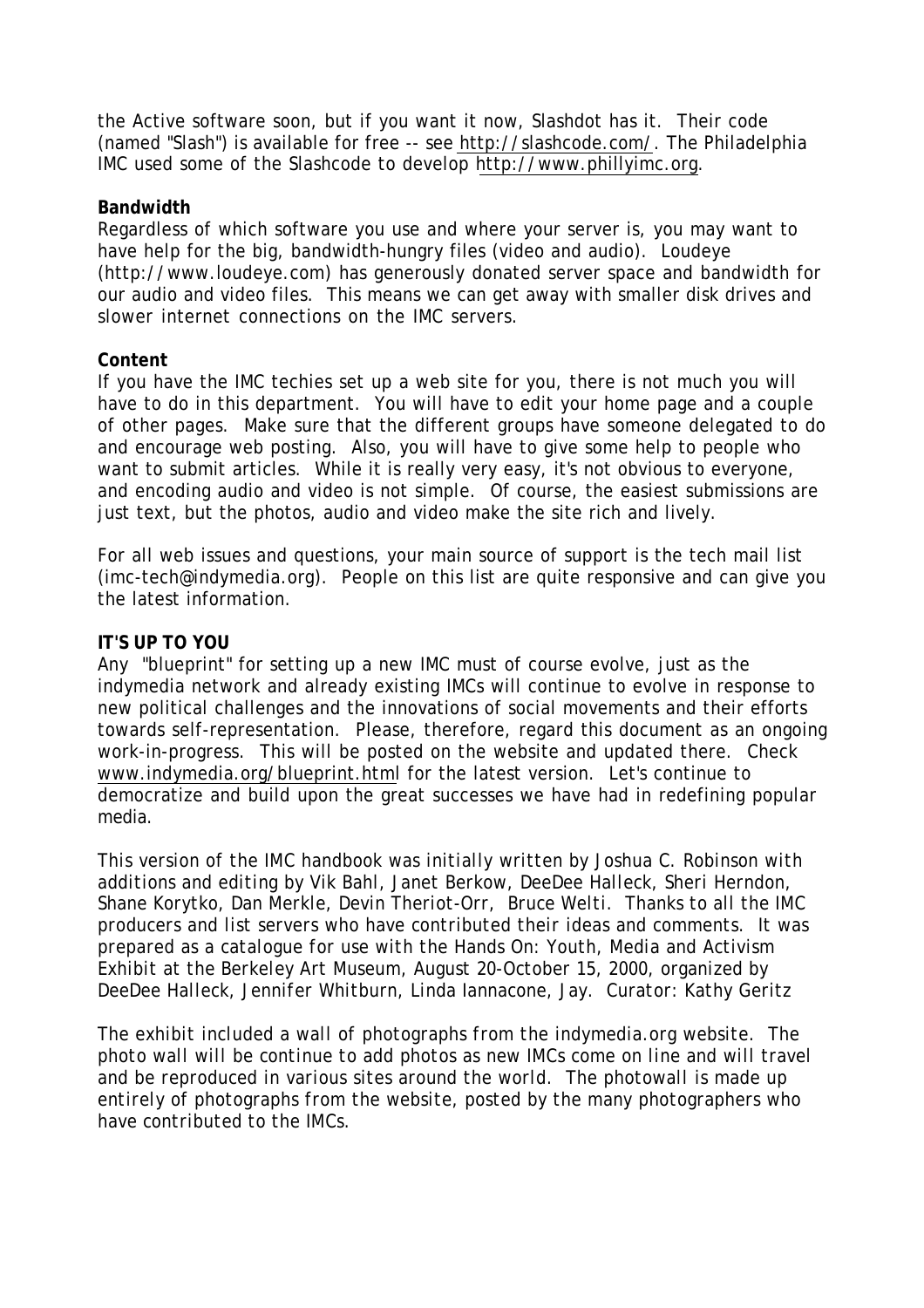the Active software soon, but if you want it now, Slashdot has it. Their code (named "Slash") is available for free -- see http://slashcode.com/. The Philadelphia IMC used some of the Slashcode to develop http://www.phillyimc.org.

**Bandwidth**
Regardless of which software you use and where your server is, you may want to have help for the big, bandwidth-hungry files (video and audio). Loudeye (http://www.loudeye.com) has generously donated server space and bandwidth for our audio and video files. This means we can get away with smaller disk drives and slower internet connections on the IMC servers.

**Content**
If you have the IMC techies set up a web site for you, there is not much you will have to do in this department. You will have to edit your home page and a couple of other pages. Make sure that the different groups have someone delegated to do and encourage web posting. Also, you will have to give some help to people who want to submit articles. While it is really very easy, it's not obvious to everyone, and encoding audio and video is not simple. Of course, the easiest submissions are just text, but the photos, audio and video make the site rich and lively.

For all web issues and questions, your main source of support is the tech mail list (imc-tech@indymedia.org). People on this list are quite responsive and can give you the latest information.

**IT'S UP TO YOU**
Any "blueprint" for setting up a new IMC must of course evolve, just as the indymedia network and already existing IMCs will continue to evolve in response to new political challenges and the innovations of social movements and their efforts towards self-representation. Please, therefore, regard this document as an ongoing work-in-progress. This will be posted on the website and updated there. Check www.indymedia.org/blueprint.html for the latest version. Let's continue to democratize and build upon the great successes we have had in redefining popular media.

*This version of the IMC handbook was initially written by Joshua C. Robinson with additions and editing by Vik Bahl, Janet Berkow, DeeDee Halleck, Sheri Herndon, Shane Korytko, Dan Merkle, Devin Theriot-Orr, Bruce Welti. Thanks to all the IMC producers and list servers who have contributed their ideas and comments. It was prepared as a catalogue for use with the Hands On: Youth, Media and Activism Exhibit at the Berkeley Art Museum, August 20-October 15, 2000, organized by DeeDee Halleck, Jennifer Whitburn, Linda Iannacone, Jay. Curator: Kathy Geritz*

*The exhibit included a wall of photographs from the indymedia.org website. The photo wall will be continue to add photos as new IMCs come on line and will travel and be reproduced in various sites around the world. The photowall is made up entirely of photographs from the website, posted by the many photographers who have contributed to the IMCs.*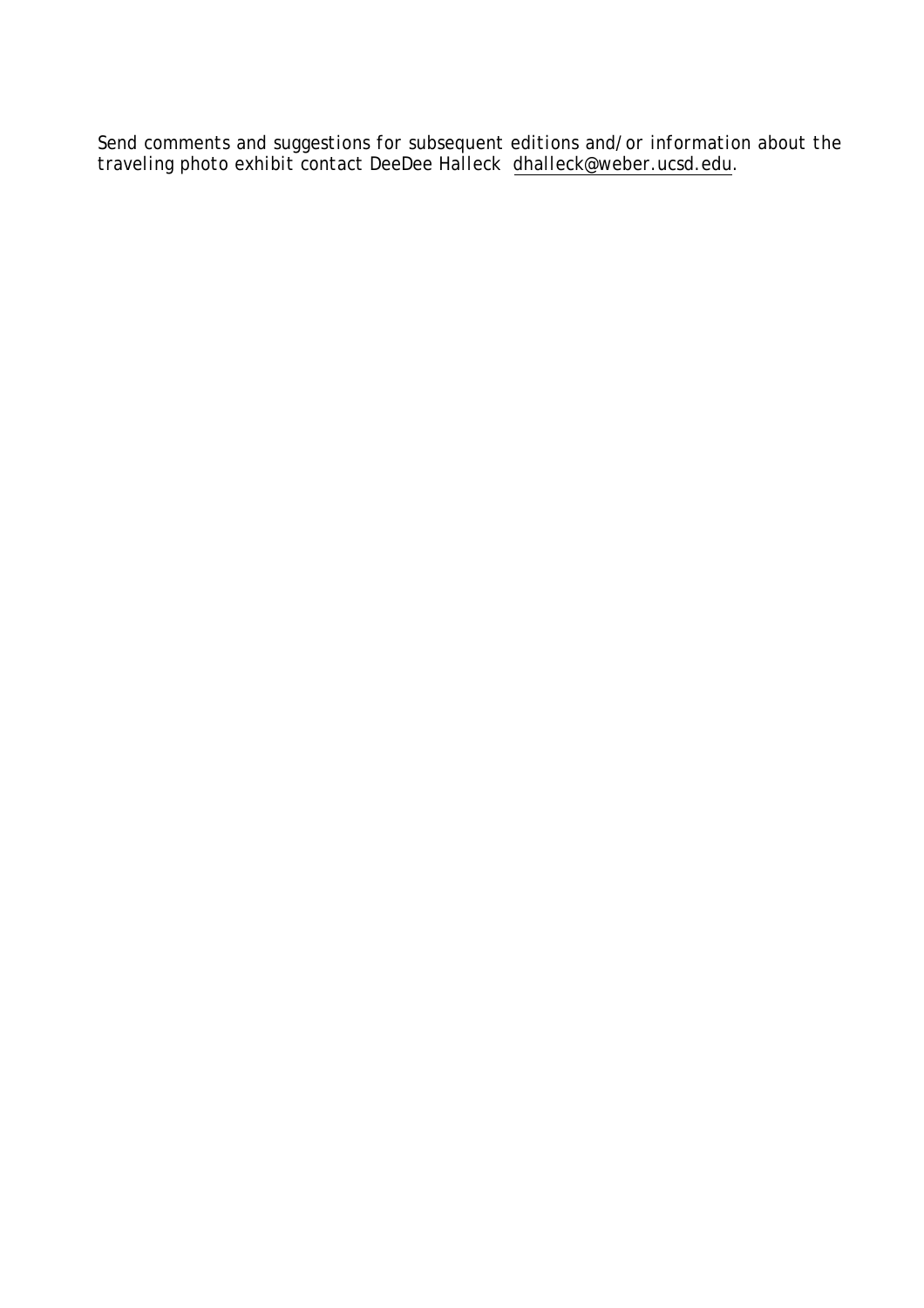Send comments and suggestions for subsequent editions and/or information about the traveling photo exhibit contact DeeDee Halleck dhalleck@weber.ucsd.edu.